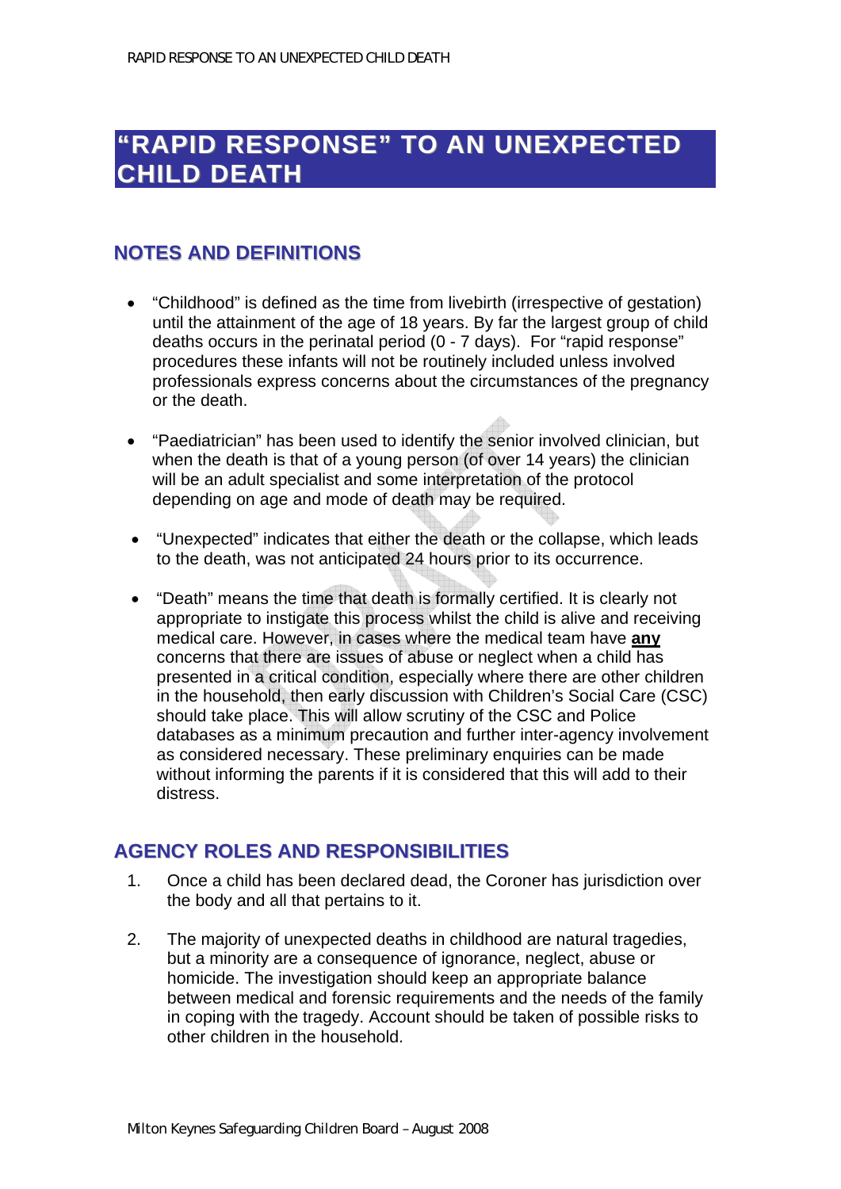# "RAPID RESPONSE" TO AN UNEXPECTED CHILD DEATH

## NOTES AND DEFINITIONS

- "Childhood" is defined as the time from livebirth (irrespective of gestation) until the attainment of the age of 18 years. By far the largest group of child deaths occurs in the perinatal period (0 - 7 days). For "rapid response" procedures these infants will not be routinely included unless involved professionals express concerns about the circumstances of the pregnancy or the death.

- "Paediatrician" has been used to identify the senior involved clinician, but when the death is that of a young person (of over 14 years) the clinician will be an adult specialist and some interpretation of the protocol depending on age and mode of death may be required.

- "Unexpected" indicates that either the death or the collapse, which leads to the death, was not anticipated 24 hours prior to its occurrence.

- "Death" means the time that death is formally certified. It is clearly not appropriate to instigate this process whilst the child is alive and receiving medical care. However, in cases where the medical team have **any** concerns that there are issues of abuse or neglect when a child has presented in a critical condition, especially where there are other children in the household, then early discussion with Children's Social Care (CSC) should take place. This will allow scrutiny of the CSC and Police databases as a minimum precaution and further inter-agency involvement as considered necessary. These preliminary enquiries can be made without informing the parents if it is considered that this will add to their distress.

## AGENCY ROLES AND RESPONSIBILITIES

1. Once a child has been declared dead, the Coroner has jurisdiction over the body and all that pertains to it.

2. The majority of unexpected deaths in childhood are natural tragedies, but a minority are a consequence of ignorance, neglect, abuse or homicide. The investigation should keep an appropriate balance between medical and forensic requirements and the needs of the family in coping with the tragedy. Account should be taken of possible risks to other children in the household.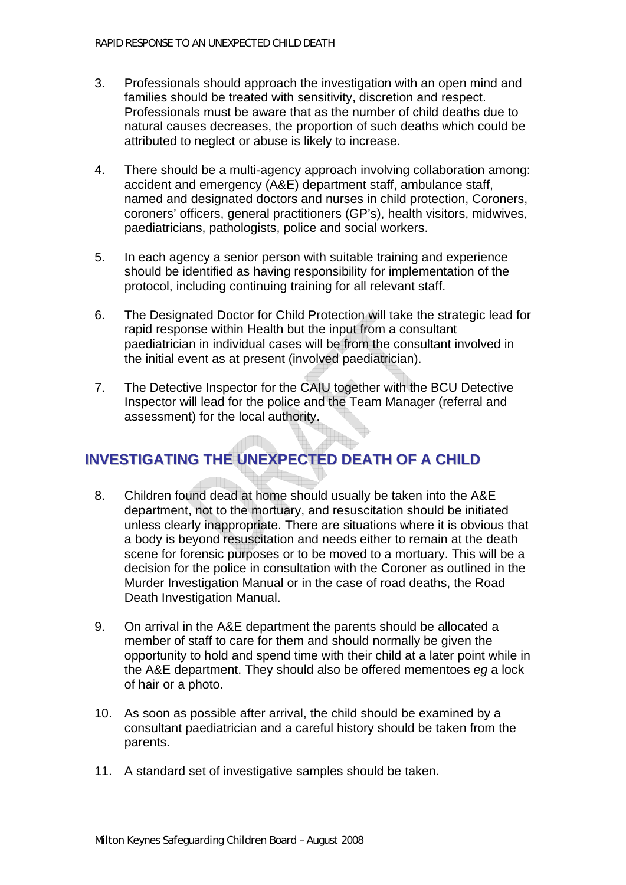3. Professionals should approach the investigation with an open mind and families should be treated with sensitivity, discretion and respect. Professionals must be aware that as the number of child deaths due to natural causes decreases, the proportion of such deaths which could be attributed to neglect or abuse is likely to increase.

4. There should be a multi-agency approach involving collaboration among: accident and emergency (A&E) department staff, ambulance staff, named and designated doctors and nurses in child protection, Coroners, coroners' officers, general practitioners (GP's), health visitors, midwives, paediatricians, pathologists, police and social workers.

5. In each agency a senior person with suitable training and experience should be identified as having responsibility for implementation of the protocol, including continuing training for all relevant staff.

6. The Designated Doctor for Child Protection will take the strategic lead for rapid response within Health but the input from a consultant paediatrician in individual cases will be from the consultant involved in the initial event as at present (involved paediatrician).

7. The Detective Inspector for the CAIU together with the BCU Detective Inspector will lead for the police and the Team Manager (referral and assessment) for the local authority.

## INVESTIGATING THE UNEXPECTED DEATH OF A CHILD

8. Children found dead at home should usually be taken into the A&E department, not to the mortuary, and resuscitation should be initiated unless clearly inappropriate. There are situations where it is obvious that a body is beyond resuscitation and needs either to remain at the death scene for forensic purposes or to be moved to a mortuary. This will be a decision for the police in consultation with the Coroner as outlined in the Murder Investigation Manual or in the case of road deaths, the Road Death Investigation Manual.

9. On arrival in the A&E department the parents should be allocated a member of staff to care for them and should normally be given the opportunity to hold and spend time with their child at a later point while in the A&E department. They should also be offered mementoes *eg* a lock of hair or a photo.

10. As soon as possible after arrival, the child should be examined by a consultant paediatrician and a careful history should be taken from the parents.

11. A standard set of investigative samples should be taken.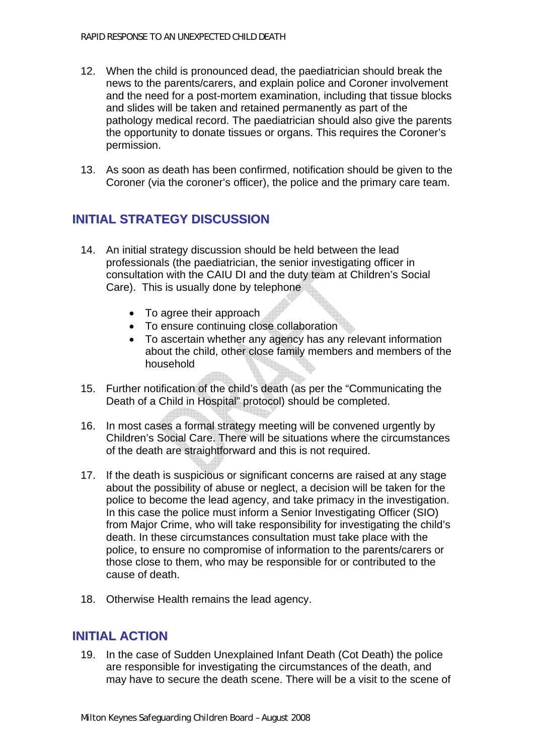12. When the child is pronounced dead, the paediatrician should break the news to the parents/carers, and explain police and Coroner involvement and the need for a post-mortem examination, including that tissue blocks and slides will be taken and retained permanently as part of the pathology medical record. The paediatrician should also give the parents the opportunity to donate tissues or organs. This requires the Coroner's permission.

13. As soon as death has been confirmed, notification should be given to the Coroner (via the coroner's officer), the police and the primary care team.

## INITIAL STRATEGY DISCUSSION

14. An initial strategy discussion should be held between the lead professionals (the paediatrician, the senior investigating officer in consultation with the CAIU DI and the duty team at Children's Social Care). This is usually done by telephone

    - To agree their approach
    - To ensure continuing close collaboration
    - To ascertain whether any agency has any relevant information about the child, other close family members and members of the household

15. Further notification of the child's death (as per the "Communicating the Death of a Child in Hospital" protocol) should be completed.

16. In most cases a formal strategy meeting will be convened urgently by Children's Social Care. There will be situations where the circumstances of the death are straightforward and this is not required.

17. If the death is suspicious or significant concerns are raised at any stage about the possibility of abuse or neglect, a decision will be taken for the police to become the lead agency, and take primacy in the investigation. In this case the police must inform a Senior Investigating Officer (SIO) from Major Crime, who will take responsibility for investigating the child's death. In these circumstances consultation must take place with the police, to ensure no compromise of information to the parents/carers or those close to them, who may be responsible for or contributed to the cause of death.

18. Otherwise Health remains the lead agency.

## INITIAL ACTION

19. In the case of Sudden Unexplained Infant Death (Cot Death) the police are responsible for investigating the circumstances of the death, and may have to secure the death scene. There will be a visit to the scene of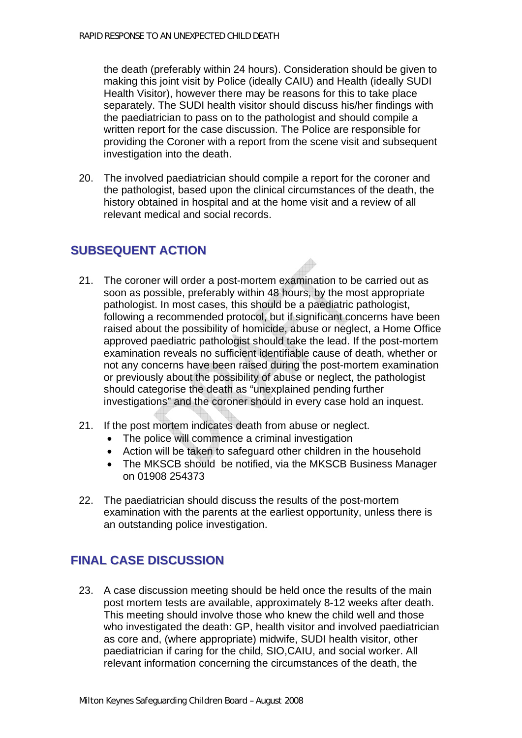the death (preferably within 24 hours). Consideration should be given to making this joint visit by Police (ideally CAIU) and Health (ideally SUDI Health Visitor), however there may be reasons for this to take place separately. The SUDI health visitor should discuss his/her findings with the paediatrician to pass on to the pathologist and should compile a written report for the case discussion. The Police are responsible for providing the Coroner with a report from the scene visit and subsequent investigation into the death.

20. The involved paediatrician should compile a report for the coroner and the pathologist, based upon the clinical circumstances of the death, the history obtained in hospital and at the home visit and a review of all relevant medical and social records.

## SUBSEQUENT ACTION

21. The coroner will order a post-mortem examination to be carried out as soon as possible, preferably within 48 hours, by the most appropriate pathologist. In most cases, this should be a paediatric pathologist, following a recommended protocol, but if significant concerns have been raised about the possibility of homicide, abuse or neglect, a Home Office approved paediatric pathologist should take the lead. If the post-mortem examination reveals no sufficient identifiable cause of death, whether or not any concerns have been raised during the post-mortem examination or previously about the possibility of abuse or neglect, the pathologist should categorise the death as "unexplained pending further investigations" and the coroner should in every case hold an inquest.

21. If the post mortem indicates death from abuse or neglect.
    - The police will commence a criminal investigation
    - Action will be taken to safeguard other children in the household
    - The MKSCB should be notified, via the MKSCB Business Manager on 01908 254373

22. The paediatrician should discuss the results of the post-mortem examination with the parents at the earliest opportunity, unless there is an outstanding police investigation.

## FINAL CASE DISCUSSION

23. A case discussion meeting should be held once the results of the main post mortem tests are available, approximately 8-12 weeks after death. This meeting should involve those who knew the child well and those who investigated the death: GP, health visitor and involved paediatrician as core and, (where appropriate) midwife, SUDI health visitor, other paediatrician if caring for the child, SIO,CAIU, and social worker. All relevant information concerning the circumstances of the death, the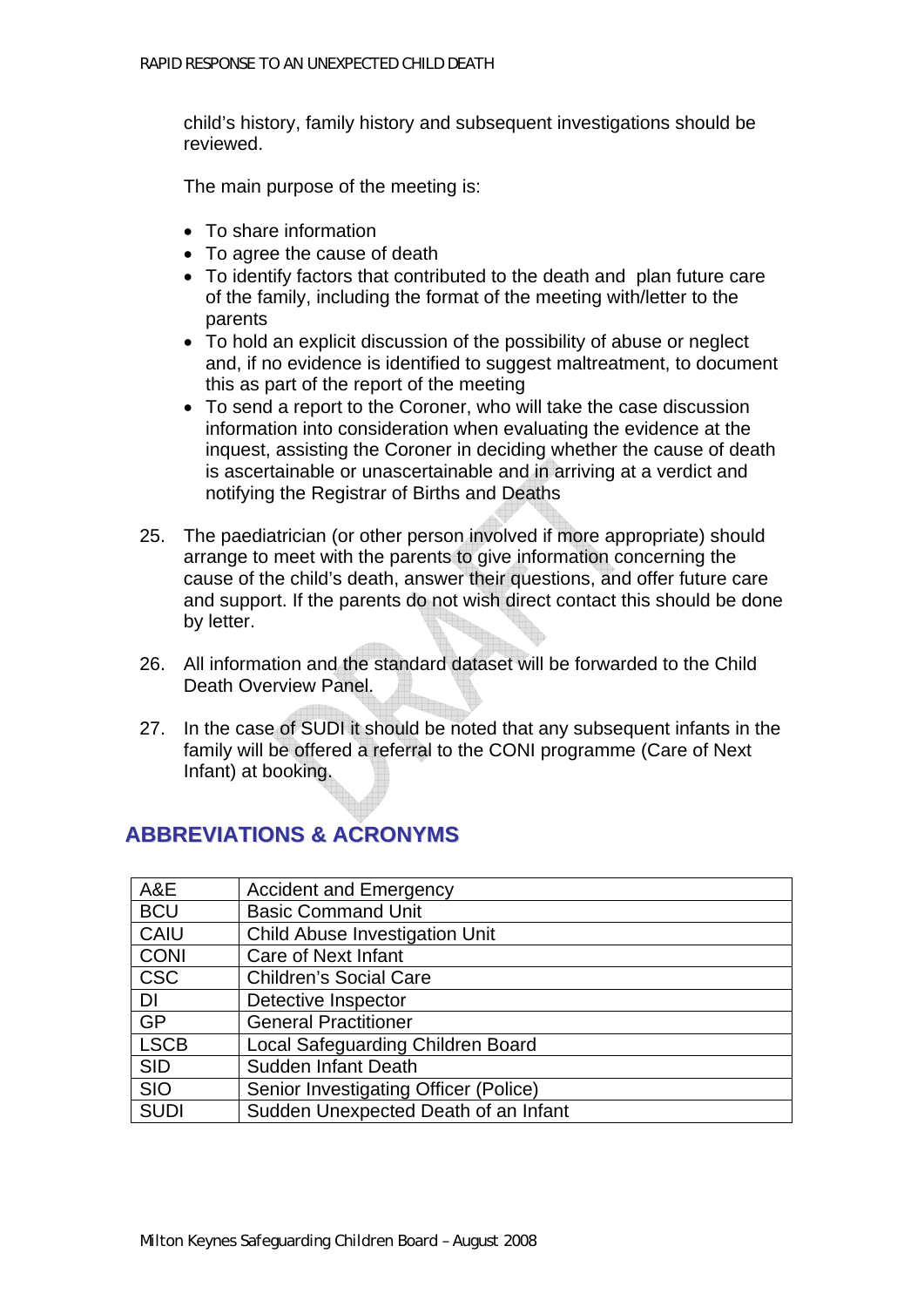child's history, family history and subsequent investigations should be reviewed.

The main purpose of the meeting is:

- To share information
- To agree the cause of death
- To identify factors that contributed to the death and plan future care of the family, including the format of the meeting with/letter to the parents
- To hold an explicit discussion of the possibility of abuse or neglect and, if no evidence is identified to suggest maltreatment, to document this as part of the report of the meeting
- To send a report to the Coroner, who will take the case discussion information into consideration when evaluating the evidence at the inquest, assisting the Coroner in deciding whether the cause of death is ascertainable or unascertainable and in arriving at a verdict and notifying the Registrar of Births and Deaths

25. The paediatrician (or other person involved if more appropriate) should arrange to meet with the parents to give information concerning the cause of the child's death, answer their questions, and offer future care and support. If the parents do not wish direct contact this should be done by letter.

26. All information and the standard dataset will be forwarded to the Child Death Overview Panel.

27. In the case of SUDI it should be noted that any subsequent infants in the family will be offered a referral to the CONI programme (Care of Next Infant) at booking.

## ABBREVIATIONS & ACRONYMS

| | |
|---|---|
| A&E | Accident and Emergency |
| BCU | Basic Command Unit |
| CAIU | Child Abuse Investigation Unit |
| CONI | Care of Next Infant |
| CSC | Children's Social Care |
| DI | Detective Inspector |
| GP | General Practitioner |
| LSCB | Local Safeguarding Children Board |
| SID | Sudden Infant Death |
| SIO | Senior Investigating Officer (Police) |
| SUDI | Sudden Unexpected Death of an Infant |